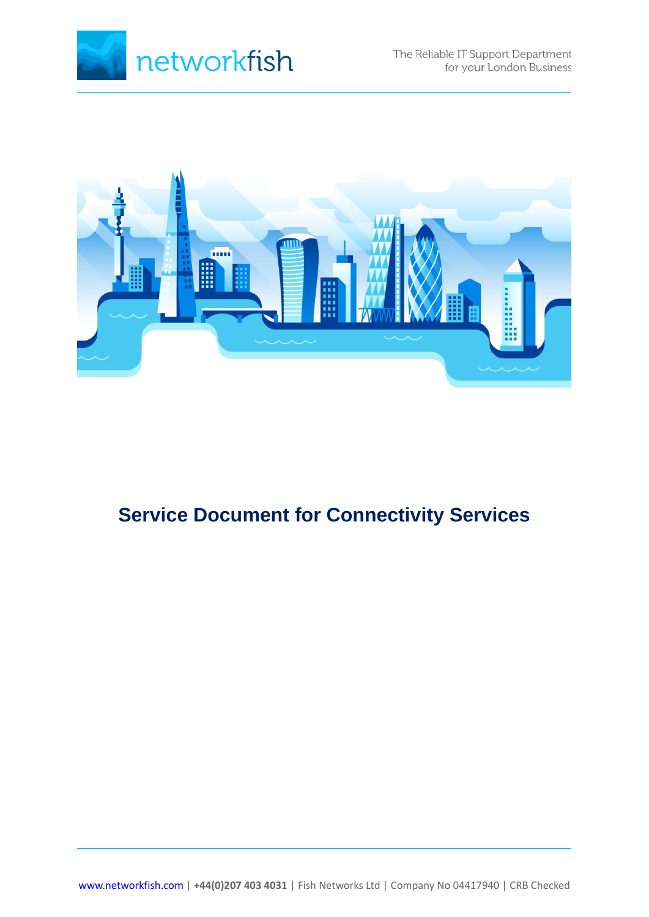networkfish

The Reliable IT Support Department for your London Business

# Service Document for Connectivity Services

www.networkfish.com | **+44(0)207 403 4031** | Fish Networks Ltd | Company No 04417940 | CRB Checked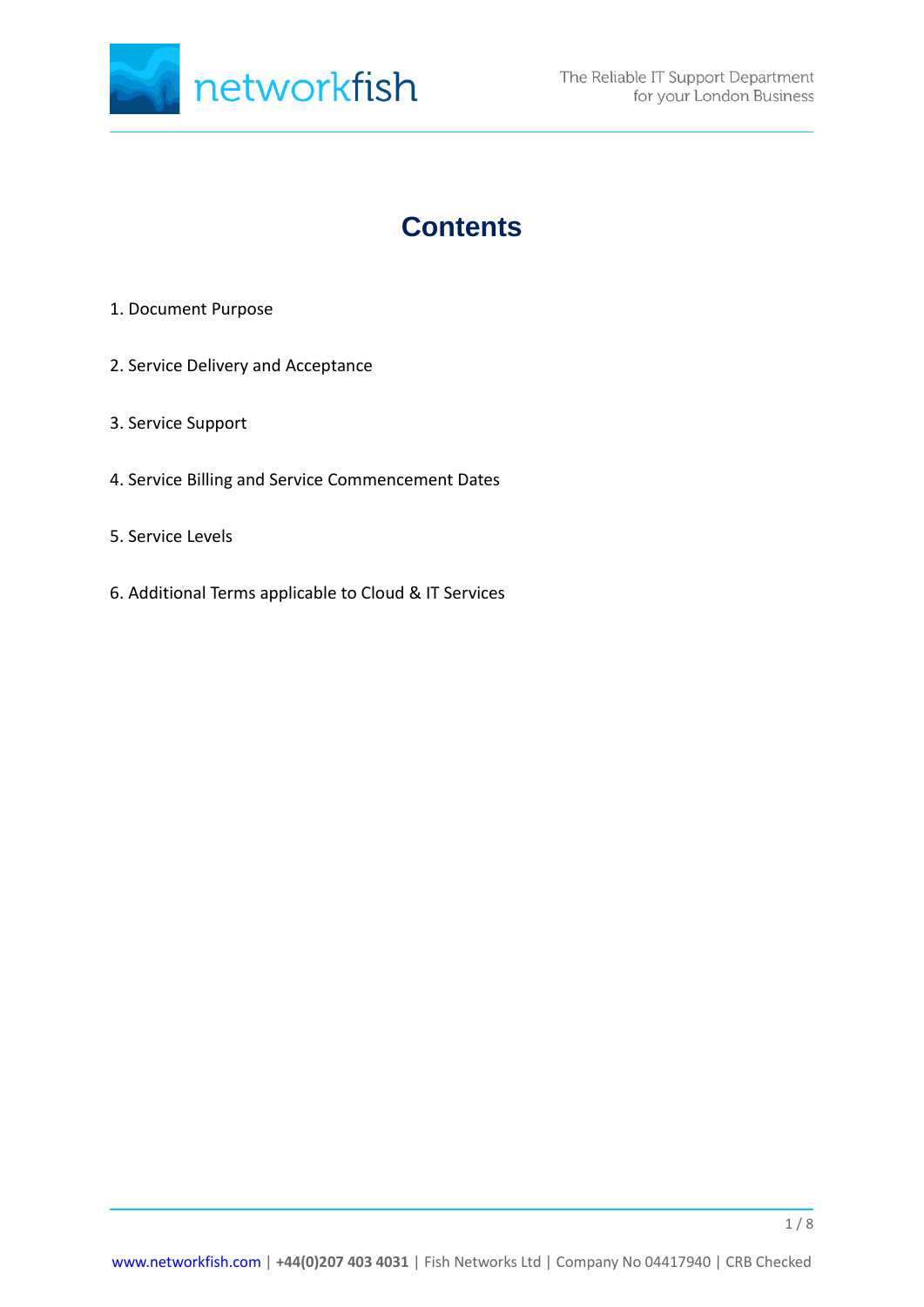# Contents

1. Document Purpose

2. Service Delivery and Acceptance

3. Service Support

4. Service Billing and Service Commencement Dates

5. Service Levels

6. Additional Terms applicable to Cloud & IT Services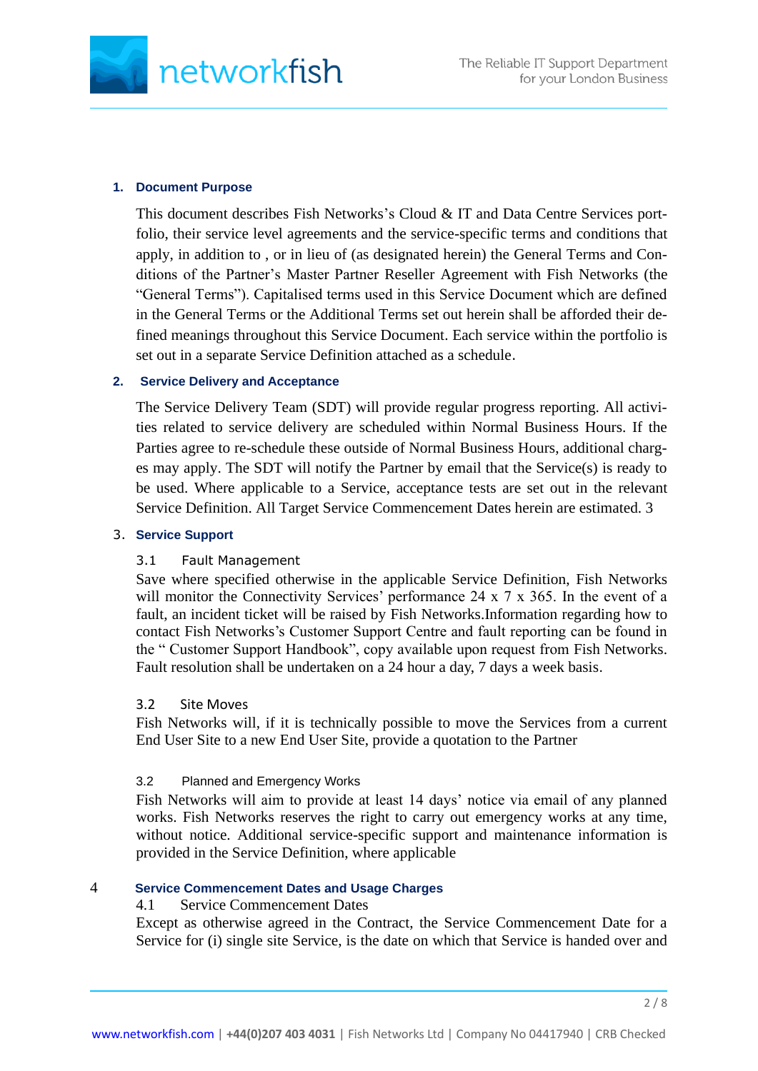## 1. Document Purpose

This document describes Fish Networks's Cloud & IT and Data Centre Services portfolio, their service level agreements and the service-specific terms and conditions that apply, in addition to , or in lieu of (as designated herein) the General Terms and Conditions of the Partner's Master Partner Reseller Agreement with Fish Networks (the "General Terms"). Capitalised terms used in this Service Document which are defined in the General Terms or the Additional Terms set out herein shall be afforded their defined meanings throughout this Service Document. Each service within the portfolio is set out in a separate Service Definition attached as a schedule.

## 2. Service Delivery and Acceptance

The Service Delivery Team (SDT) will provide regular progress reporting. All activities related to service delivery are scheduled within Normal Business Hours. If the Parties agree to re-schedule these outside of Normal Business Hours, additional charges may apply. The SDT will notify the Partner by email that the Service(s) is ready to be used. Where applicable to a Service, acceptance tests are set out in the relevant Service Definition. All Target Service Commencement Dates herein are estimated. 3

## 3. Service Support

### 3.1 Fault Management

Save where specified otherwise in the applicable Service Definition, Fish Networks will monitor the Connectivity Services' performance 24 x 7 x 365. In the event of a fault, an incident ticket will be raised by Fish Networks.Information regarding how to contact Fish Networks's Customer Support Centre and fault reporting can be found in the " Customer Support Handbook", copy available upon request from Fish Networks. Fault resolution shall be undertaken on a 24 hour a day, 7 days a week basis.

### 3.2 Site Moves

Fish Networks will, if it is technically possible to move the Services from a current End User Site to a new End User Site, provide a quotation to the Partner

### 3.2 Planned and Emergency Works

Fish Networks will aim to provide at least 14 days' notice via email of any planned works. Fish Networks reserves the right to carry out emergency works at any time, without notice. Additional service-specific support and maintenance information is provided in the Service Definition, where applicable

## 4 Service Commencement Dates and Usage Charges

### 4.1 Service Commencement Dates

Except as otherwise agreed in the Contract, the Service Commencement Date for a Service for (i) single site Service, is the date on which that Service is handed over and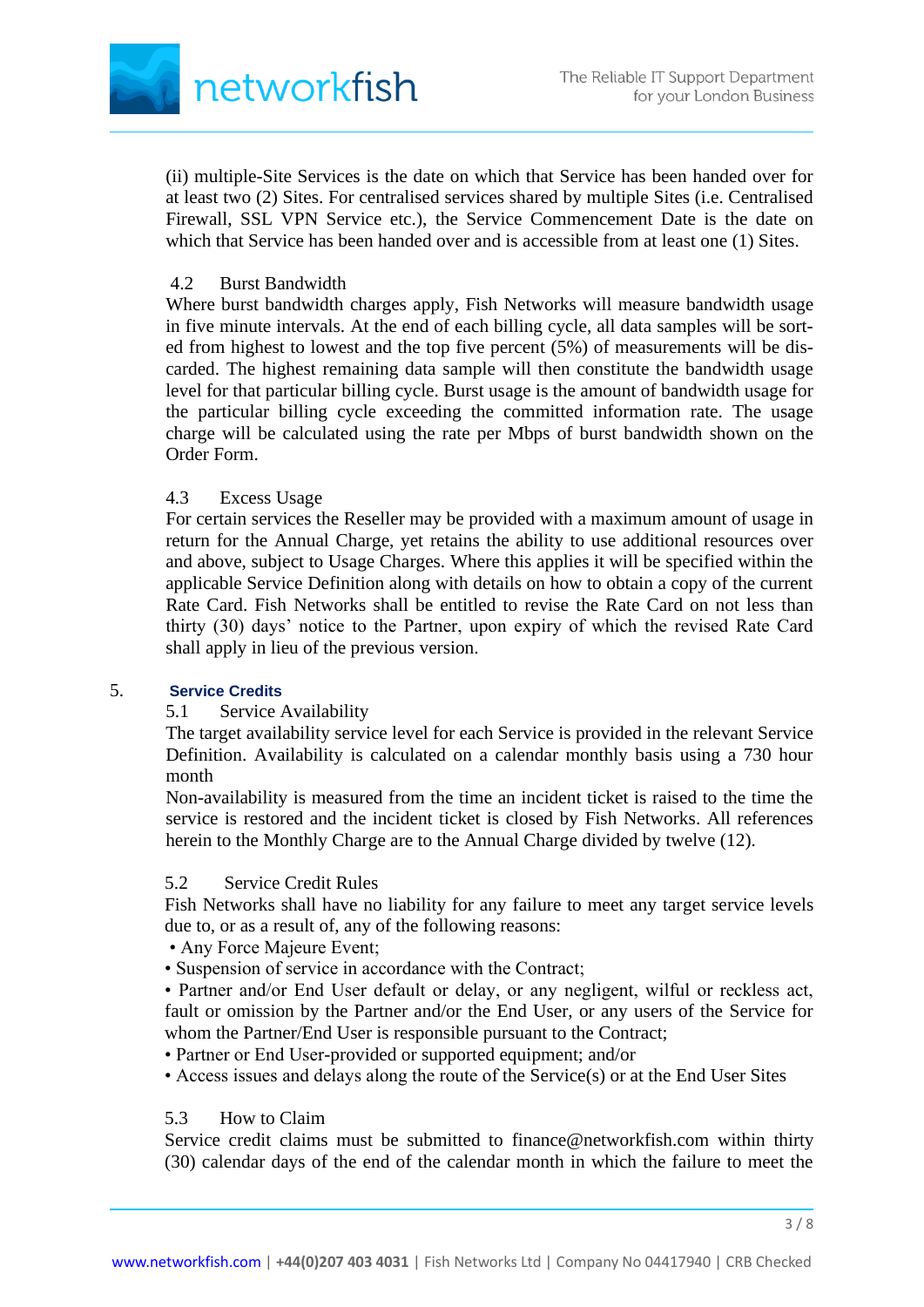(ii) multiple-Site Services is the date on which that Service has been handed over for at least two (2) Sites. For centralised services shared by multiple Sites (i.e. Centralised Firewall, SSL VPN Service etc.), the Service Commencement Date is the date on which that Service has been handed over and is accessible from at least one (1) Sites.

4.2 Burst Bandwidth

Where burst bandwidth charges apply, Fish Networks will measure bandwidth usage in five minute intervals. At the end of each billing cycle, all data samples will be sorted from highest to lowest and the top five percent (5%) of measurements will be discarded. The highest remaining data sample will then constitute the bandwidth usage level for that particular billing cycle. Burst usage is the amount of bandwidth usage for the particular billing cycle exceeding the committed information rate. The usage charge will be calculated using the rate per Mbps of burst bandwidth shown on the Order Form.

4.3 Excess Usage

For certain services the Reseller may be provided with a maximum amount of usage in return for the Annual Charge, yet retains the ability to use additional resources over and above, subject to Usage Charges. Where this applies it will be specified within the applicable Service Definition along with details on how to obtain a copy of the current Rate Card. Fish Networks shall be entitled to revise the Rate Card on not less than thirty (30) days' notice to the Partner, upon expiry of which the revised Rate Card shall apply in lieu of the previous version.

## 5. Service Credits

5.1 Service Availability

The target availability service level for each Service is provided in the relevant Service Definition. Availability is calculated on a calendar monthly basis using a 730 hour month

Non-availability is measured from the time an incident ticket is raised to the time the service is restored and the incident ticket is closed by Fish Networks. All references herein to the Monthly Charge are to the Annual Charge divided by twelve (12).

5.2 Service Credit Rules

Fish Networks shall have no liability for any failure to meet any target service levels due to, or as a result of, any of the following reasons:

- Any Force Majeure Event;
- Suspension of service in accordance with the Contract;
- Partner and/or End User default or delay, or any negligent, wilful or reckless act, fault or omission by the Partner and/or the End User, or any users of the Service for whom the Partner/End User is responsible pursuant to the Contract;
- Partner or End User-provided or supported equipment; and/or
- Access issues and delays along the route of the Service(s) or at the End User Sites

5.3 How to Claim

Service credit claims must be submitted to finance@networkfish.com within thirty (30) calendar days of the end of the calendar month in which the failure to meet the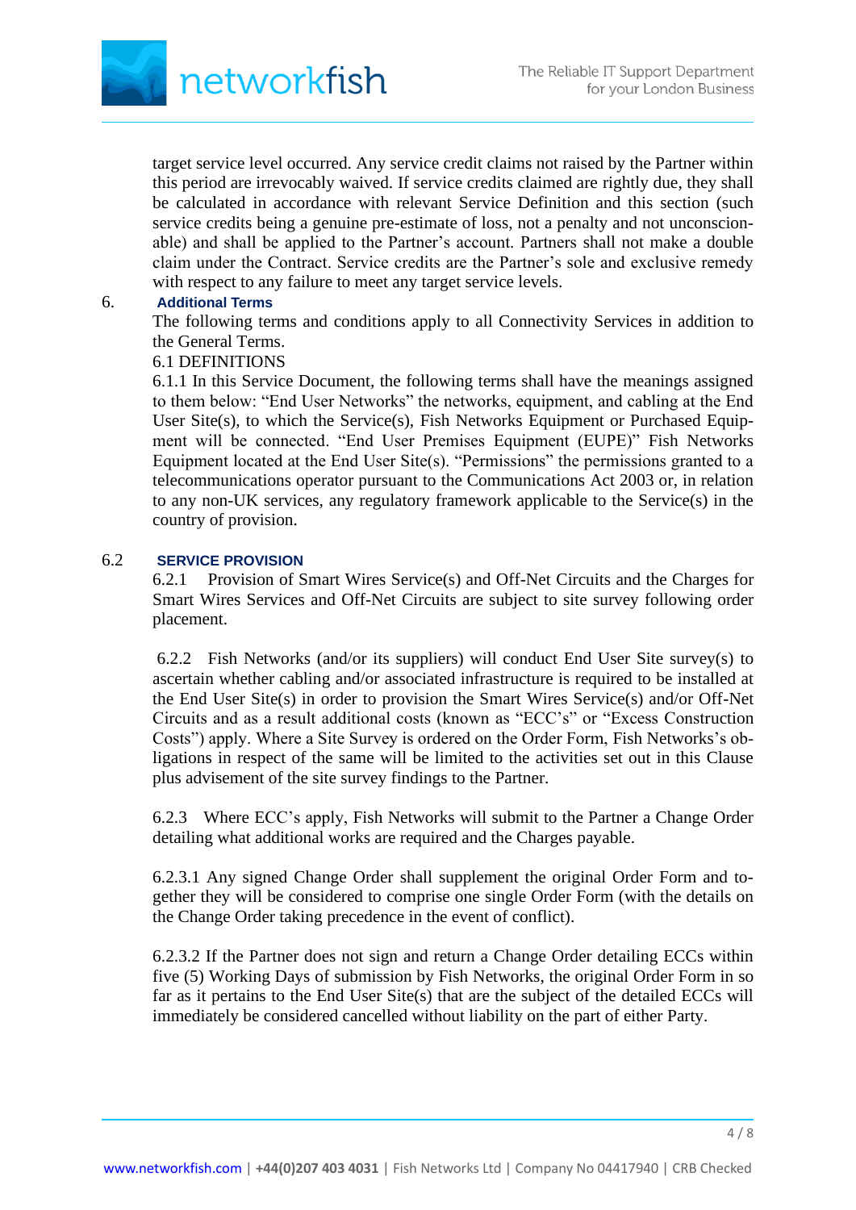target service level occurred. Any service credit claims not raised by the Partner within this period are irrevocably waived. If service credits claimed are rightly due, they shall be calculated in accordance with relevant Service Definition and this section (such service credits being a genuine pre-estimate of loss, not a penalty and not unconscionable) and shall be applied to the Partner's account. Partners shall not make a double claim under the Contract. Service credits are the Partner's sole and exclusive remedy with respect to any failure to meet any target service levels.

## 6. Additional Terms

The following terms and conditions apply to all Connectivity Services in addition to the General Terms.

6.1 DEFINITIONS

6.1.1 In this Service Document, the following terms shall have the meanings assigned to them below: "End User Networks" the networks, equipment, and cabling at the End User Site(s), to which the Service(s), Fish Networks Equipment or Purchased Equipment will be connected. "End User Premises Equipment (EUPE)" Fish Networks Equipment located at the End User Site(s). "Permissions" the permissions granted to a telecommunications operator pursuant to the Communications Act 2003 or, in relation to any non-UK services, any regulatory framework applicable to the Service(s) in the country of provision.

## 6.2 SERVICE PROVISION

6.2.1 Provision of Smart Wires Service(s) and Off-Net Circuits and the Charges for Smart Wires Services and Off-Net Circuits are subject to site survey following order placement.

6.2.2 Fish Networks (and/or its suppliers) will conduct End User Site survey(s) to ascertain whether cabling and/or associated infrastructure is required to be installed at the End User Site(s) in order to provision the Smart Wires Service(s) and/or Off-Net Circuits and as a result additional costs (known as "ECC's" or "Excess Construction Costs") apply. Where a Site Survey is ordered on the Order Form, Fish Networks's obligations in respect of the same will be limited to the activities set out in this Clause plus advisement of the site survey findings to the Partner.

6.2.3 Where ECC's apply, Fish Networks will submit to the Partner a Change Order detailing what additional works are required and the Charges payable.

6.2.3.1 Any signed Change Order shall supplement the original Order Form and together they will be considered to comprise one single Order Form (with the details on the Change Order taking precedence in the event of conflict).

6.2.3.2 If the Partner does not sign and return a Change Order detailing ECCs within five (5) Working Days of submission by Fish Networks, the original Order Form in so far as it pertains to the End User Site(s) that are the subject of the detailed ECCs will immediately be considered cancelled without liability on the part of either Party.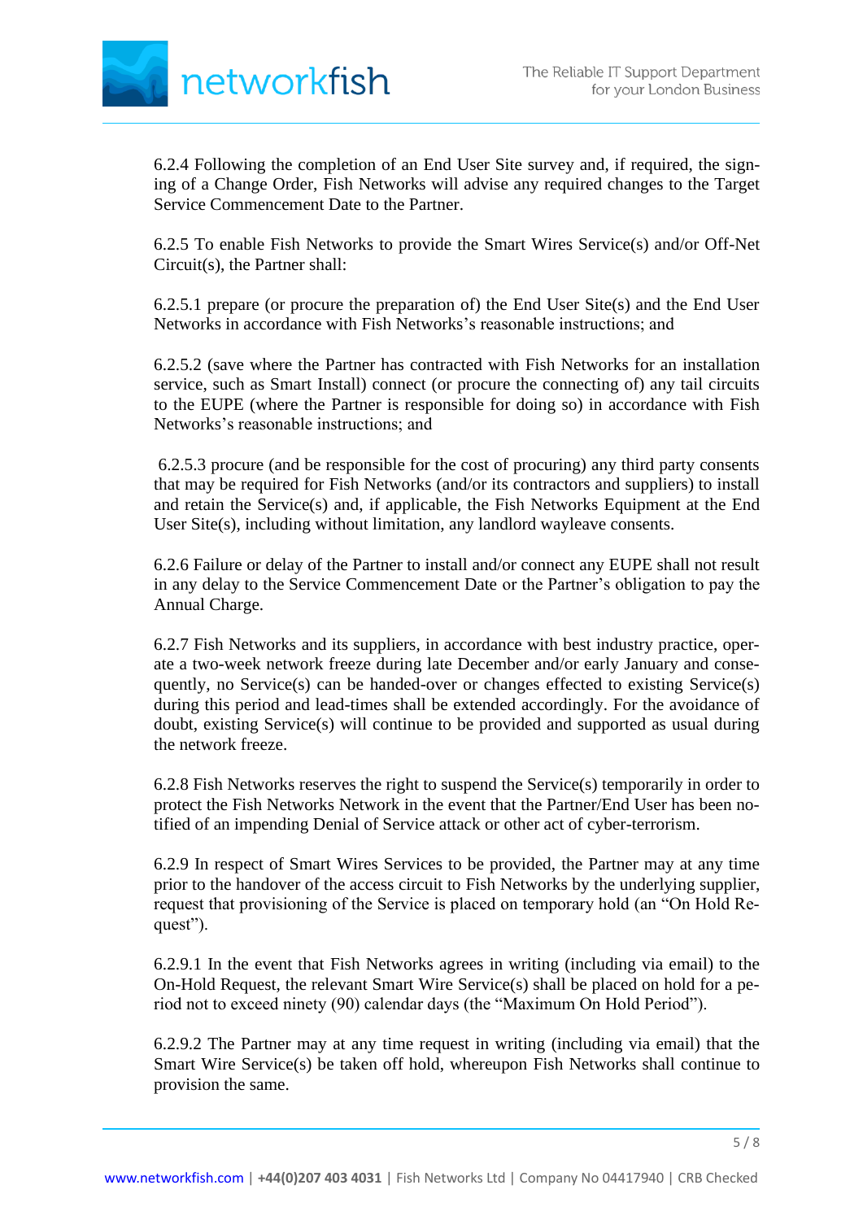6.2.4 Following the completion of an End User Site survey and, if required, the signing of a Change Order, Fish Networks will advise any required changes to the Target Service Commencement Date to the Partner.

6.2.5 To enable Fish Networks to provide the Smart Wires Service(s) and/or Off-Net Circuit(s), the Partner shall:

6.2.5.1 prepare (or procure the preparation of) the End User Site(s) and the End User Networks in accordance with Fish Networks's reasonable instructions; and

6.2.5.2 (save where the Partner has contracted with Fish Networks for an installation service, such as Smart Install) connect (or procure the connecting of) any tail circuits to the EUPE (where the Partner is responsible for doing so) in accordance with Fish Networks's reasonable instructions; and

6.2.5.3 procure (and be responsible for the cost of procuring) any third party consents that may be required for Fish Networks (and/or its contractors and suppliers) to install and retain the Service(s) and, if applicable, the Fish Networks Equipment at the End User Site(s), including without limitation, any landlord wayleave consents.

6.2.6 Failure or delay of the Partner to install and/or connect any EUPE shall not result in any delay to the Service Commencement Date or the Partner's obligation to pay the Annual Charge.

6.2.7 Fish Networks and its suppliers, in accordance with best industry practice, operate a two-week network freeze during late December and/or early January and consequently, no Service(s) can be handed-over or changes effected to existing Service(s) during this period and lead-times shall be extended accordingly. For the avoidance of doubt, existing Service(s) will continue to be provided and supported as usual during the network freeze.

6.2.8 Fish Networks reserves the right to suspend the Service(s) temporarily in order to protect the Fish Networks Network in the event that the Partner/End User has been notified of an impending Denial of Service attack or other act of cyber-terrorism.

6.2.9 In respect of Smart Wires Services to be provided, the Partner may at any time prior to the handover of the access circuit to Fish Networks by the underlying supplier, request that provisioning of the Service is placed on temporary hold (an "On Hold Request").

6.2.9.1 In the event that Fish Networks agrees in writing (including via email) to the On-Hold Request, the relevant Smart Wire Service(s) shall be placed on hold for a period not to exceed ninety (90) calendar days (the "Maximum On Hold Period").

6.2.9.2 The Partner may at any time request in writing (including via email) that the Smart Wire Service(s) be taken off hold, whereupon Fish Networks shall continue to provision the same.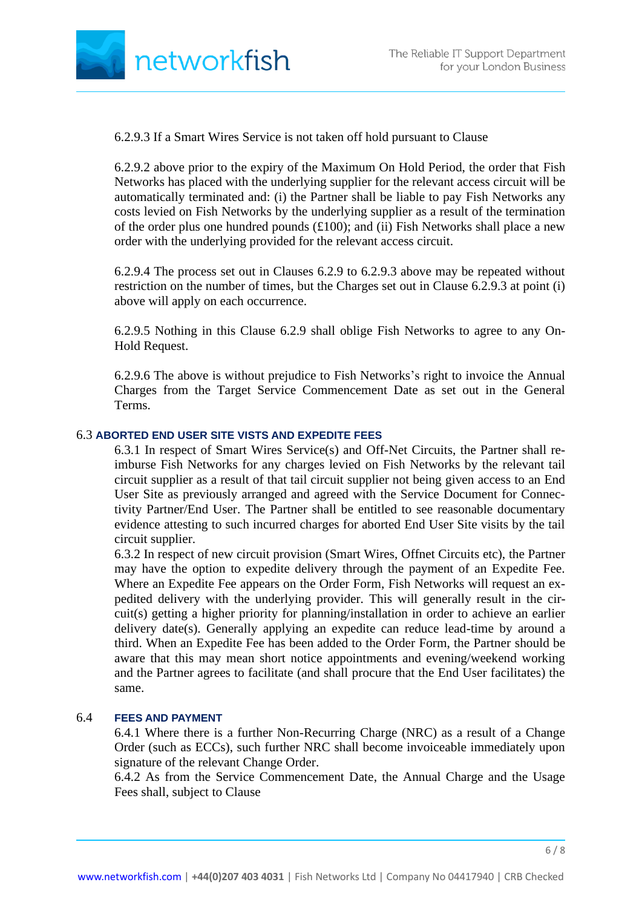6.2.9.3 If a Smart Wires Service is not taken off hold pursuant to Clause

6.2.9.2 above prior to the expiry of the Maximum On Hold Period, the order that Fish Networks has placed with the underlying supplier for the relevant access circuit will be automatically terminated and: (i) the Partner shall be liable to pay Fish Networks any costs levied on Fish Networks by the underlying supplier as a result of the termination of the order plus one hundred pounds (£100); and (ii) Fish Networks shall place a new order with the underlying provided for the relevant access circuit.

6.2.9.4 The process set out in Clauses 6.2.9 to 6.2.9.3 above may be repeated without restriction on the number of times, but the Charges set out in Clause 6.2.9.3 at point (i) above will apply on each occurrence.

6.2.9.5 Nothing in this Clause 6.2.9 shall oblige Fish Networks to agree to any On-Hold Request.

6.2.9.6 The above is without prejudice to Fish Networks's right to invoice the Annual Charges from the Target Service Commencement Date as set out in the General Terms.

### 6.3 ABORTED END USER SITE VISTS AND EXPEDITE FEES

6.3.1 In respect of Smart Wires Service(s) and Off-Net Circuits, the Partner shall re-imburse Fish Networks for any charges levied on Fish Networks by the relevant tail circuit supplier as a result of that tail circuit supplier not being given access to an End User Site as previously arranged and agreed with the Service Document for Connectivity Partner/End User. The Partner shall be entitled to see reasonable documentary evidence attesting to such incurred charges for aborted End User Site visits by the tail circuit supplier.

6.3.2 In respect of new circuit provision (Smart Wires, Offnet Circuits etc), the Partner may have the option to expedite delivery through the payment of an Expedite Fee. Where an Expedite Fee appears on the Order Form, Fish Networks will request an expedited delivery with the underlying provider. This will generally result in the circuit(s) getting a higher priority for planning/installation in order to achieve an earlier delivery date(s). Generally applying an expedite can reduce lead-time by around a third. When an Expedite Fee has been added to the Order Form, the Partner should be aware that this may mean short notice appointments and evening/weekend working and the Partner agrees to facilitate (and shall procure that the End User facilitates) the same.

### 6.4 FEES AND PAYMENT

6.4.1 Where there is a further Non-Recurring Charge (NRC) as a result of a Change Order (such as ECCs), such further NRC shall become invoiceable immediately upon signature of the relevant Change Order.

6.4.2 As from the Service Commencement Date, the Annual Charge and the Usage Fees shall, subject to Clause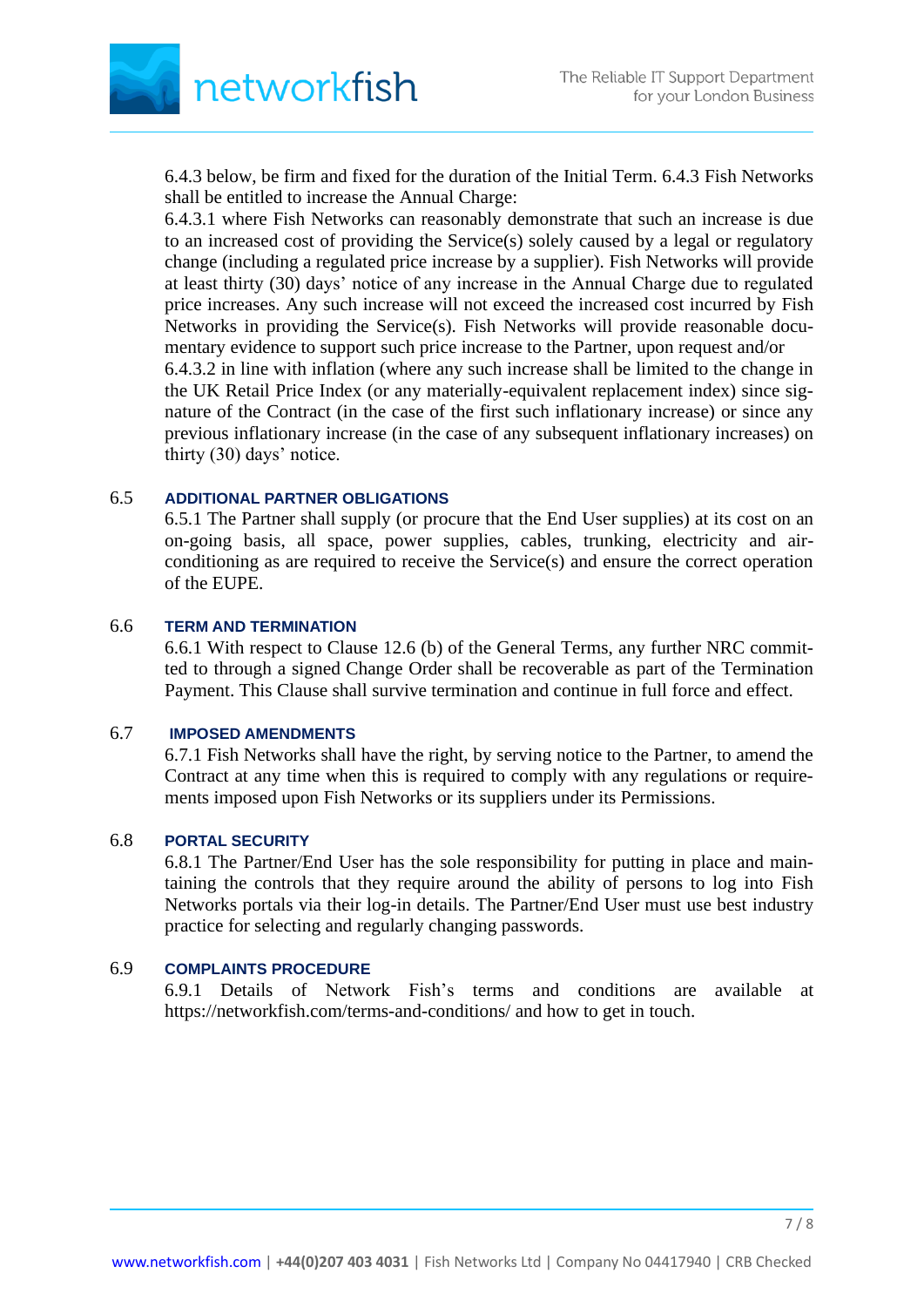6.4.3 below, be firm and fixed for the duration of the Initial Term. 6.4.3 Fish Networks shall be entitled to increase the Annual Charge:

6.4.3.1 where Fish Networks can reasonably demonstrate that such an increase is due to an increased cost of providing the Service(s) solely caused by a legal or regulatory change (including a regulated price increase by a supplier). Fish Networks will provide at least thirty (30) days' notice of any increase in the Annual Charge due to regulated price increases. Any such increase will not exceed the increased cost incurred by Fish Networks in providing the Service(s). Fish Networks will provide reasonable documentary evidence to support such price increase to the Partner, upon request and/or

6.4.3.2 in line with inflation (where any such increase shall be limited to the change in the UK Retail Price Index (or any materially-equivalent replacement index) since signature of the Contract (in the case of the first such inflationary increase) or since any previous inflationary increase (in the case of any subsequent inflationary increases) on thirty (30) days' notice.

## 6.5 ADDITIONAL PARTNER OBLIGATIONS

6.5.1 The Partner shall supply (or procure that the End User supplies) at its cost on an on-going basis, all space, power supplies, cables, trunking, electricity and air-conditioning as are required to receive the Service(s) and ensure the correct operation of the EUPE.

## 6.6 TERM AND TERMINATION

6.6.1 With respect to Clause 12.6 (b) of the General Terms, any further NRC committed to through a signed Change Order shall be recoverable as part of the Termination Payment. This Clause shall survive termination and continue in full force and effect.

## 6.7 IMPOSED AMENDMENTS

6.7.1 Fish Networks shall have the right, by serving notice to the Partner, to amend the Contract at any time when this is required to comply with any regulations or requirements imposed upon Fish Networks or its suppliers under its Permissions.

## 6.8 PORTAL SECURITY

6.8.1 The Partner/End User has the sole responsibility for putting in place and maintaining the controls that they require around the ability of persons to log into Fish Networks portals via their log-in details. The Partner/End User must use best industry practice for selecting and regularly changing passwords.

## 6.9 COMPLAINTS PROCEDURE

6.9.1 Details of Network Fish's terms and conditions are available at https://networkfish.com/terms-and-conditions/ and how to get in touch.